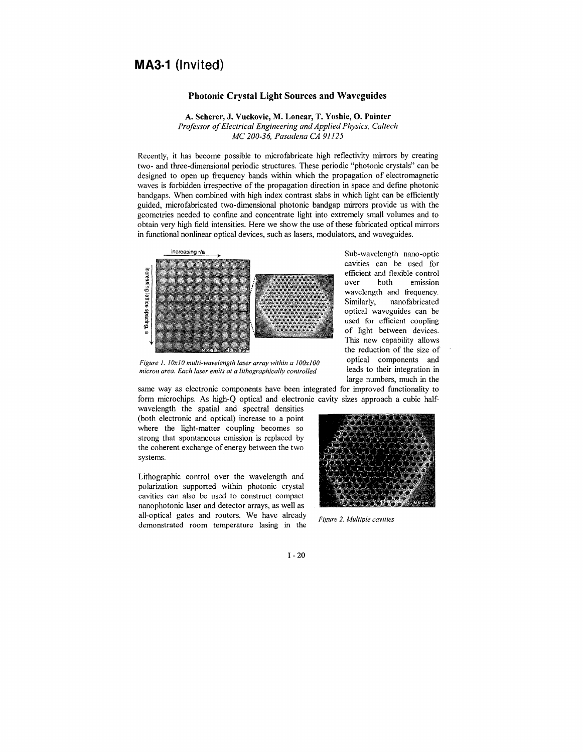# MA3-1 (Invited)

## Photonic Crystal Light Sources and Waveguides

**A. Scherer, J. Vuckovic, M. Loncar, T. Yoshie, O. Painter**
*Professor of Electrical Engineering and Applied Physics, Caltech*
*MC 200-36, Pasadena CA 91125*

Recently, it has become possible to microfabricate high reflectivity mirrors by creating two- and three-dimensional periodic structures. These periodic "photonic crystals" can be designed to open up frequency bands within which the propagation of electromagnetic waves is forbidden irrespective of the propagation direction in space and define photonic bandgaps. When combined with high index contrast slabs in which light can be efficiently guided, microfabricated two-dimensional photonic bandgap mirrors provide us with the geometries needed to confine and concentrate light into extremely small volumes and to obtain very high field intensities. Here we show the use of these fabricated optical mirrors in functional nonlinear optical devices, such as lasers, modulators, and waveguides.

*Figure 1. 10x10 multi-wavelength laser array within a 100x100 micron area. Each laser emits at a lithographically controlled*

Sub-wavelength nano-optic cavities can be used for efficient and flexible control over both emission wavelength and frequency. Similarly, nanofabricated optical waveguides can be used for efficient coupling of light between devices. This new capability allows the reduction of the size of optical components and leads to their integration in large numbers, much in the same way as electronic components have been integrated for improved functionality to form microchips. As high-Q optical and electronic cavity sizes approach a cubic half-wavelength the spatial and spectral densities (both electronic and optical) increase to a point where the light-matter coupling becomes so strong that spontaneous emission is replaced by the coherent exchange of energy between the two systems.

*Figure 2. Multiple cavities*

Lithographic control over the wavelength and polarization supported within photonic crystal cavities can also be used to construct compact nanophotonic laser and detector arrays, as well as all-optical gates and routers. We have already demonstrated room temperature lasing in the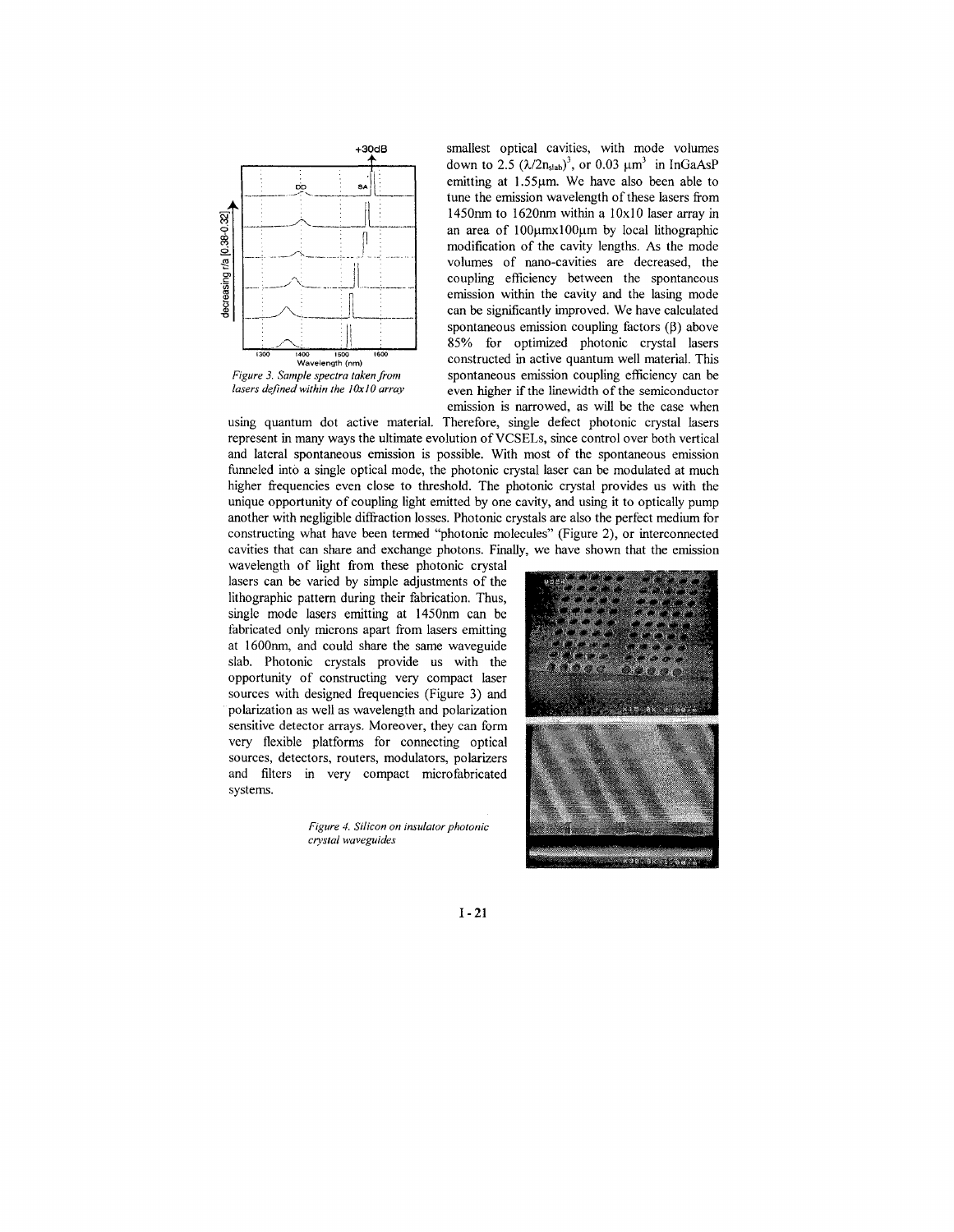+30dB

DD

SA

decreasing r/a [0.38-0.32]

1300 1400 1500 1600

Wavelength (nm)

*Figure 3. Sample spectra taken from lasers defined within the 10x10 array*

smallest optical cavities, with mode volumes down to 2.5 $(\lambda/2n_{slab})^3$, or 0.03 $\mu m^3$ in InGaAsP emitting at 1.55μm. We have also been able to tune the emission wavelength of these lasers from 1450nm to 1620nm within a 10x10 laser array in an area of 100μmx100μm by local lithographic modification of the cavity lengths. As the mode volumes of nano-cavities are decreased, the coupling efficiency between the spontaneous emission within the cavity and the lasing mode can be significantly improved. We have calculated spontaneous emission coupling factors (β) above 85% for optimized photonic crystal lasers constructed in active quantum well material. This spontaneous emission coupling efficiency can be even higher if the linewidth of the semiconductor emission is narrowed, as will be the case when using quantum dot active material. Therefore, single defect photonic crystal lasers represent in many ways the ultimate evolution of VCSELs, since control over both vertical and lateral spontaneous emission is possible. With most of the spontaneous emission funneled into a single optical mode, the photonic crystal laser can be modulated at much higher frequencies even close to threshold. The photonic crystal provides us with the unique opportunity of coupling light emitted by one cavity, and using it to optically pump another with negligible diffraction losses. Photonic crystals are also the perfect medium for constructing what have been termed "photonic molecules" (Figure 2), or interconnected cavities that can share and exchange photons. Finally, we have shown that the emission wavelength of light from these photonic crystal lasers can be varied by simple adjustments of the lithographic pattern during their fabrication. Thus, single mode lasers emitting at 1450nm can be fabricated only microns apart from lasers emitting at 1600nm, and could share the same waveguide slab. Photonic crystals provide us with the opportunity of constructing very compact laser sources with designed frequencies (Figure 3) and polarization as well as wavelength and polarization sensitive detector arrays. Moreover, they can form very flexible platforms for connecting optical sources, detectors, routers, modulators, polarizers and filters in very compact microfabricated systems.

*Figure 4. Silicon on insulator photonic crystal waveguides*